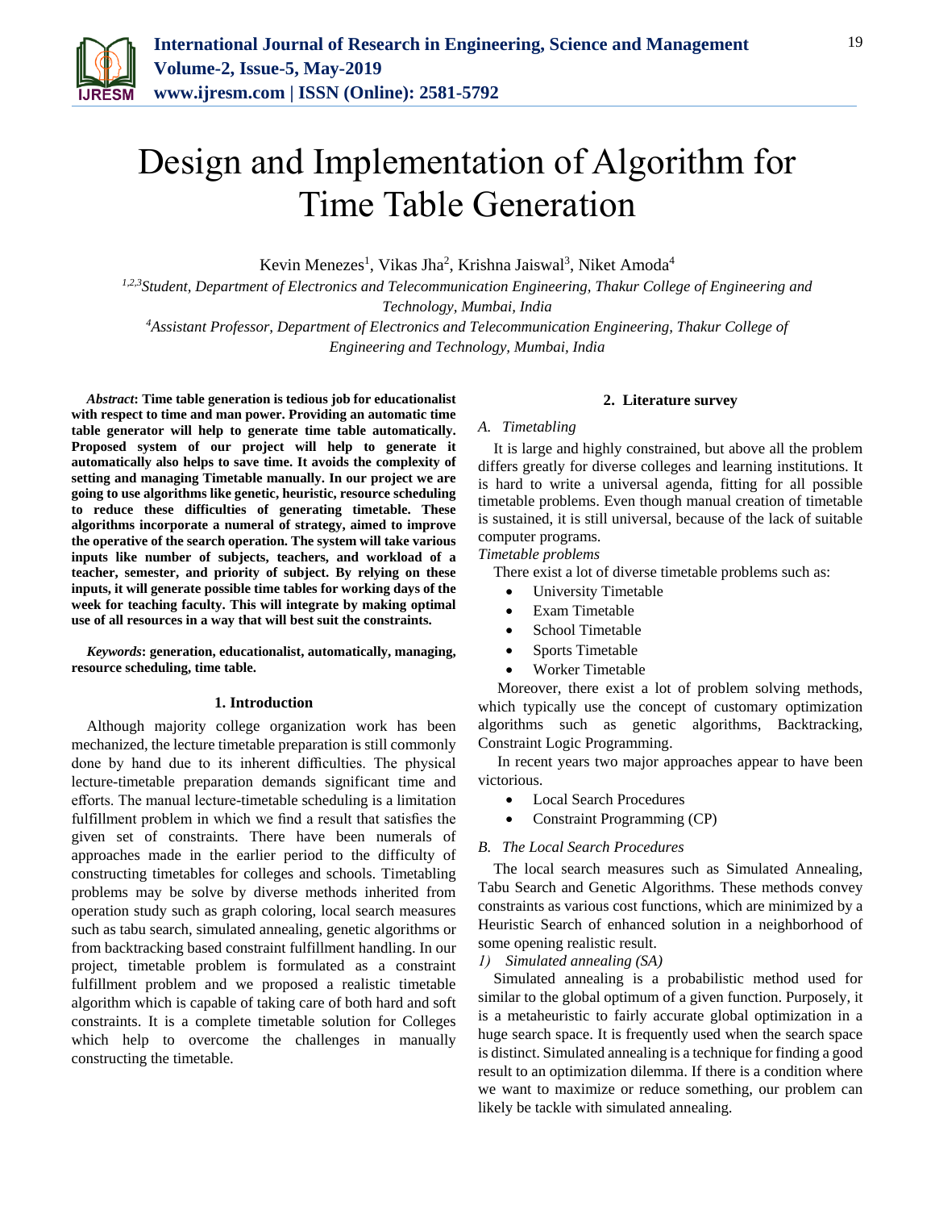# Design and Implementation of Algorithm for Time Table Generation

Kevin Menezes[1], Vikas Jha[2], Krishna Jaiswal[3], Niket Amoda[4]

[1,2,3]*Student, Department of Electronics and Telecommunication Engineering, Thakur College of Engineering and Technology, Mumbai, India*

[4]*Assistant Professor, Department of Electronics and Telecommunication Engineering, Thakur College of Engineering and Technology, Mumbai, India*

***Abstract*: Time table generation is tedious job for educationalist with respect to time and man power. Providing an automatic time table generator will help to generate time table automatically. Proposed system of our project will help to generate it automatically also helps to save time. It avoids the complexity of setting and managing Timetable manually. In our project we are going to use algorithms like genetic, heuristic, resource scheduling to reduce these difficulties of generating timetable. These algorithms incorporate a numeral of strategy, aimed to improve the operative of the search operation. The system will take various inputs like number of subjects, teachers, and workload of a teacher, semester, and priority of subject. By relying on these inputs, it will generate possible time tables for working days of the week for teaching faculty. This will integrate by making optimal use of all resources in a way that will best suit the constraints.**

***Keywords*: generation, educationalist, automatically, managing, resource scheduling, time table.**

## 1. Introduction

Although majority college organization work has been mechanized, the lecture timetable preparation is still commonly done by hand due to its inherent difficulties. The physical lecture-timetable preparation demands significant time and efforts. The manual lecture-timetable scheduling is a limitation fulfillment problem in which we find a result that satisfies the given set of constraints. There have been numerals of approaches made in the earlier period to the difficulty of constructing timetables for colleges and schools. Timetabling problems may be solve by diverse methods inherited from operation study such as graph coloring, local search measures such as tabu search, simulated annealing, genetic algorithms or from backtracking based constraint fulfillment handling. In our project, timetable problem is formulated as a constraint fulfillment problem and we proposed a realistic timetable algorithm which is capable of taking care of both hard and soft constraints. It is a complete timetable solution for Colleges which help to overcome the challenges in manually constructing the timetable.

## 2. Literature survey

### *A. Timetabling*

It is large and highly constrained, but above all the problem differs greatly for diverse colleges and learning institutions. It is hard to write a universal agenda, fitting for all possible timetable problems. Even though manual creation of timetable is sustained, it is still universal, because of the lack of suitable computer programs.

*Timetable problems*

There exist a lot of diverse timetable problems such as:

- University Timetable
- Exam Timetable
- School Timetable
- Sports Timetable
- Worker Timetable

Moreover, there exist a lot of problem solving methods, which typically use the concept of customary optimization algorithms such as genetic algorithms, Backtracking, Constraint Logic Programming.

In recent years two major approaches appear to have been victorious.

- Local Search Procedures
- Constraint Programming (CP)

### *B. The Local Search Procedures*

The local search measures such as Simulated Annealing, Tabu Search and Genetic Algorithms. These methods convey constraints as various cost functions, which are minimized by a Heuristic Search of enhanced solution in a neighborhood of some opening realistic result.

*1) Simulated annealing (SA)*

Simulated annealing is a probabilistic method used for similar to the global optimum of a given function. Purposely, it is a metaheuristic to fairly accurate global optimization in a huge search space. It is frequently used when the search space is distinct. Simulated annealing is a technique for finding a good result to an optimization dilemma. If there is a condition where we want to maximize or reduce something, our problem can likely be tackle with simulated annealing.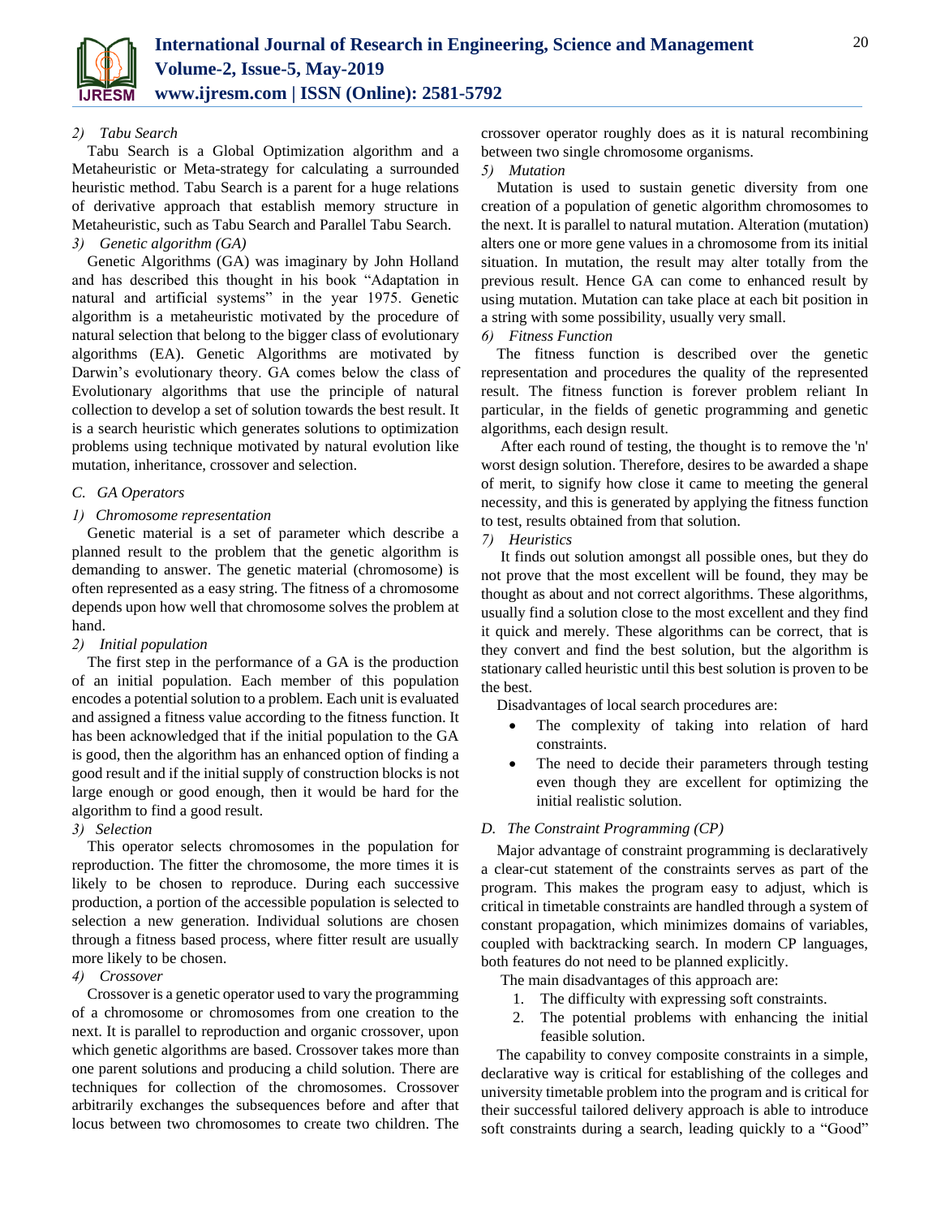*2) Tabu Search*

Tabu Search is a Global Optimization algorithm and a Metaheuristic or Meta-strategy for calculating a surrounded heuristic method. Tabu Search is a parent for a huge relations of derivative approach that establish memory structure in Metaheuristic, such as Tabu Search and Parallel Tabu Search.

*3) Genetic algorithm (GA)*

Genetic Algorithms (GA) was imaginary by John Holland and has described this thought in his book "Adaptation in natural and artificial systems" in the year 1975. Genetic algorithm is a metaheuristic motivated by the procedure of natural selection that belong to the bigger class of evolutionary algorithms (EA). Genetic Algorithms are motivated by Darwin's evolutionary theory. GA comes below the class of Evolutionary algorithms that use the principle of natural collection to develop a set of solution towards the best result. It is a search heuristic which generates solutions to optimization problems using technique motivated by natural evolution like mutation, inheritance, crossover and selection.

### C. GA Operators

*1) Chromosome representation*

Genetic material is a set of parameter which describe a planned result to the problem that the genetic algorithm is demanding to answer. The genetic material (chromosome) is often represented as a easy string. The fitness of a chromosome depends upon how well that chromosome solves the problem at hand.

*2) Initial population*

The first step in the performance of a GA is the production of an initial population. Each member of this population encodes a potential solution to a problem. Each unit is evaluated and assigned a fitness value according to the fitness function. It has been acknowledged that if the initial population to the GA is good, then the algorithm has an enhanced option of finding a good result and if the initial supply of construction blocks is not large enough or good enough, then it would be hard for the algorithm to find a good result.

*3) Selection*

This operator selects chromosomes in the population for reproduction. The fitter the chromosome, the more times it is likely to be chosen to reproduce. During each successive production, a portion of the accessible population is selected to selection a new generation. Individual solutions are chosen through a fitness based process, where fitter result are usually more likely to be chosen.

*4) Crossover*

Crossover is a genetic operator used to vary the programming of a chromosome or chromosomes from one creation to the next. It is parallel to reproduction and organic crossover, upon which genetic algorithms are based. Crossover takes more than one parent solutions and producing a child solution. There are techniques for collection of the chromosomes. Crossover arbitrarily exchanges the subsequences before and after that locus between two chromosomes to create two children. The crossover operator roughly does as it is natural recombining between two single chromosome organisms.

*5) Mutation*

Mutation is used to sustain genetic diversity from one creation of a population of genetic algorithm chromosomes to the next. It is parallel to natural mutation. Alteration (mutation) alters one or more gene values in a chromosome from its initial situation. In mutation, the result may alter totally from the previous result. Hence GA can come to enhanced result by using mutation. Mutation can take place at each bit position in a string with some possibility, usually very small.

*6) Fitness Function*

The fitness function is described over the genetic representation and procedures the quality of the represented result. The fitness function is forever problem reliant In particular, in the fields of genetic programming and genetic algorithms, each design result.

After each round of testing, the thought is to remove the 'n' worst design solution. Therefore, desires to be awarded a shape of merit, to signify how close it came to meeting the general necessity, and this is generated by applying the fitness function to test, results obtained from that solution.

*7) Heuristics*

It finds out solution amongst all possible ones, but they do not prove that the most excellent will be found, they may be thought as about and not correct algorithms. These algorithms, usually find a solution close to the most excellent and they find it quick and merely. These algorithms can be correct, that is they convert and find the best solution, but the algorithm is stationary called heuristic until this best solution is proven to be the best.

Disadvantages of local search procedures are:

- The complexity of taking into relation of hard constraints.
- The need to decide their parameters through testing even though they are excellent for optimizing the initial realistic solution.

### D. The Constraint Programming (CP)

Major advantage of constraint programming is declaratively a clear-cut statement of the constraints serves as part of the program. This makes the program easy to adjust, which is critical in timetable constraints are handled through a system of constant propagation, which minimizes domains of variables, coupled with backtracking search. In modern CP languages, both features do not need to be planned explicitly.

The main disadvantages of this approach are:

1. The difficulty with expressing soft constraints.
2. The potential problems with enhancing the initial feasible solution.

The capability to convey composite constraints in a simple, declarative way is critical for establishing of the colleges and university timetable problem into the program and is critical for their successful tailored delivery approach is able to introduce soft constraints during a search, leading quickly to a "Good"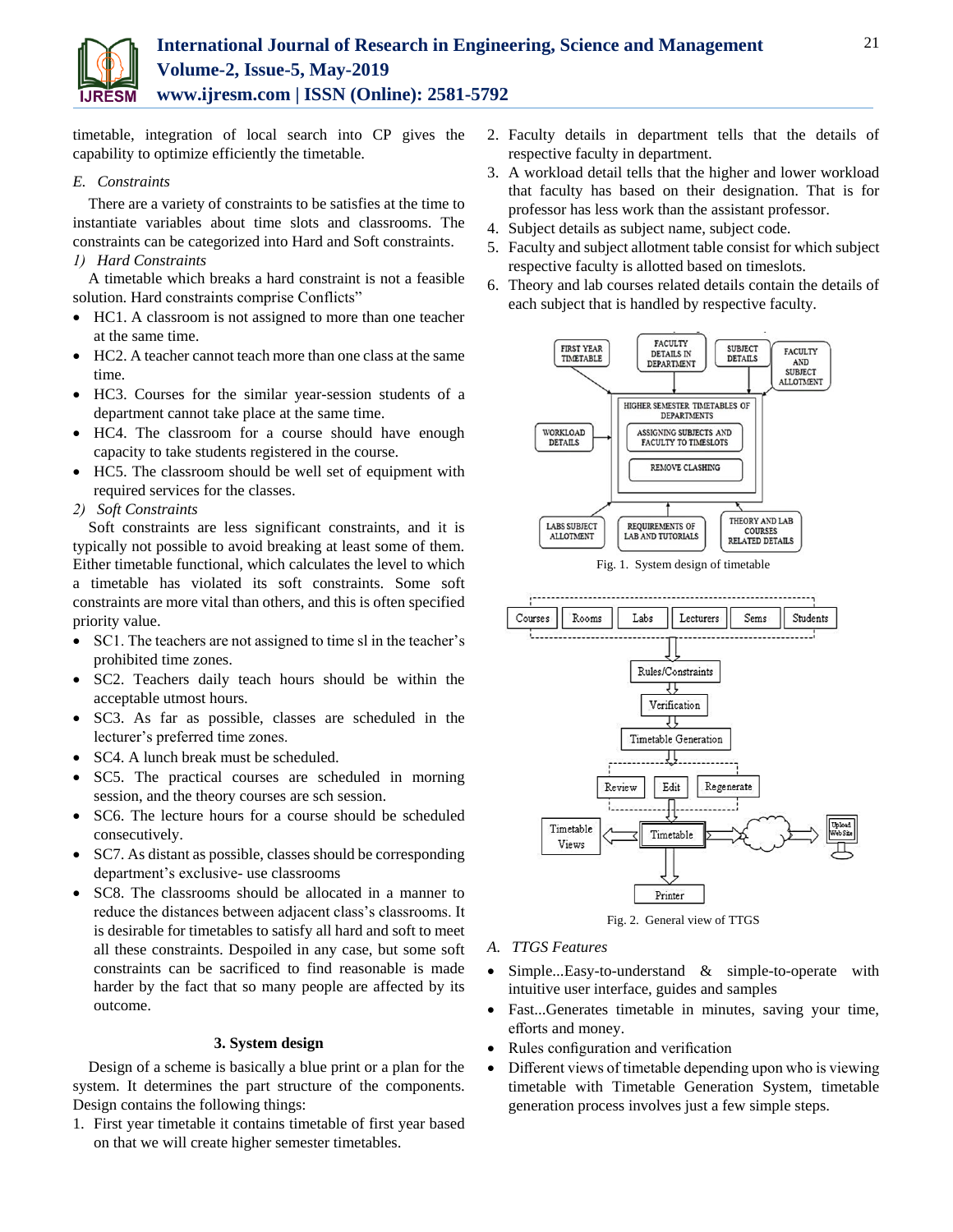timetable, integration of local search into CP gives the capability to optimize efficiently the timetable.

*E. Constraints*

There are a variety of constraints to be satisfies at the time to instantiate variables about time slots and classrooms. The constraints can be categorized into Hard and Soft constraints.

*1) Hard Constraints*

A timetable which breaks a hard constraint is not a feasible solution. Hard constraints comprise Conflicts"

- HC1. A classroom is not assigned to more than one teacher at the same time.
- HC2. A teacher cannot teach more than one class at the same time.
- HC3. Courses for the similar year-session students of a department cannot take place at the same time.
- HC4. The classroom for a course should have enough capacity to take students registered in the course.
- HC5. The classroom should be well set of equipment with required services for the classes.

*2) Soft Constraints*

Soft constraints are less significant constraints, and it is typically not possible to avoid breaking at least some of them. Either timetable functional, which calculates the level to which a timetable has violated its soft constraints. Some soft constraints are more vital than others, and this is often specified priority value.

- SC1. The teachers are not assigned to time sl in the teacher's prohibited time zones.
- SC2. Teachers daily teach hours should be within the acceptable utmost hours.
- SC3. As far as possible, classes are scheduled in the lecturer's preferred time zones.
- SC4. A lunch break must be scheduled.
- SC5. The practical courses are scheduled in morning session, and the theory courses are sch session.
- SC6. The lecture hours for a course should be scheduled consecutively.
- SC7. As distant as possible, classes should be corresponding department's exclusive- use classrooms
- SC8. The classrooms should be allocated in a manner to reduce the distances between adjacent class's classrooms. It is desirable for timetables to satisfy all hard and soft to meet all these constraints. Despoiled in any case, but some soft constraints can be sacrificed to find reasonable is made harder by the fact that so many people are affected by its outcome.

## 3. System design

Design of a scheme is basically a blue print or a plan for the system. It determines the part structure of the components. Design contains the following things:

1. First year timetable it contains timetable of first year based on that we will create higher semester timetables.
2. Faculty details in department tells that the details of respective faculty in department.
3. A workload detail tells that the higher and lower workload that faculty has based on their designation. That is for professor has less work than the assistant professor.
4. Subject details as subject name, subject code.
5. Faculty and subject allotment table consist for which subject respective faculty is allotted based on timeslots.
6. Theory and lab courses related details contain the details of each subject that is handled by respective faculty.

Fig. 1. System design of timetable

Fig. 2. General view of TTGS

*A. TTGS Features*

- Simple...Easy-to-understand & simple-to-operate with intuitive user interface, guides and samples
- Fast...Generates timetable in minutes, saving your time, efforts and money.
- Rules configuration and verification
- Different views of timetable depending upon who is viewing timetable with Timetable Generation System, timetable generation process involves just a few simple steps.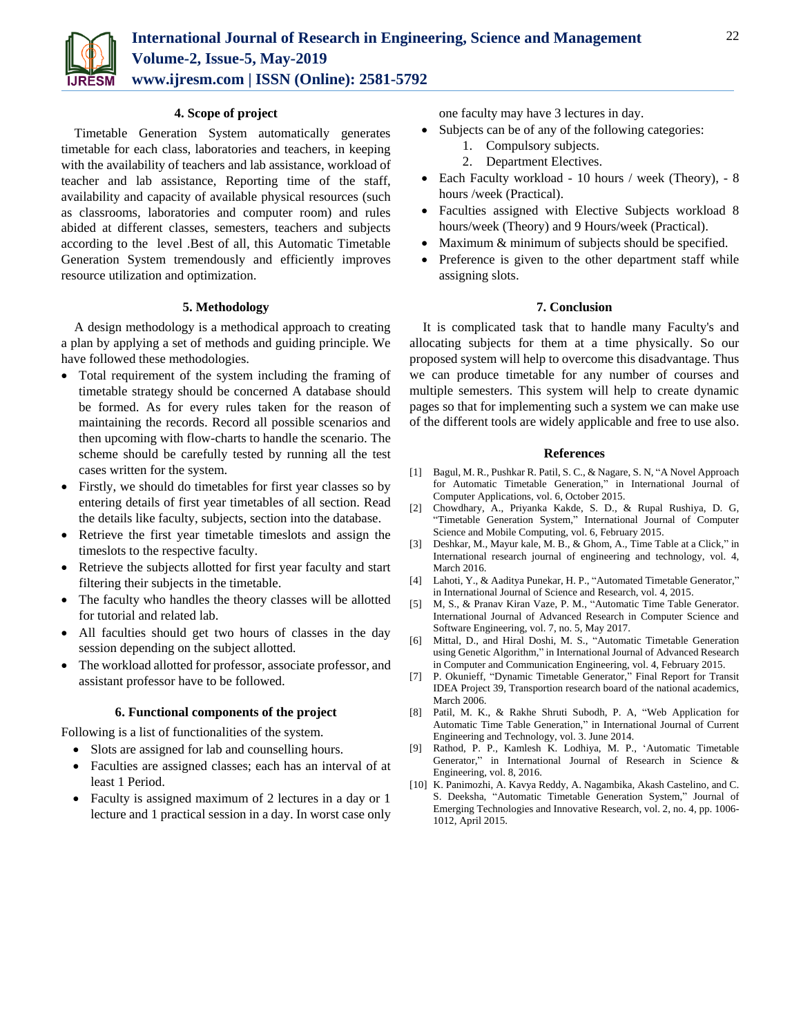## 4. Scope of project

Timetable Generation System automatically generates timetable for each class, laboratories and teachers, in keeping with the availability of teachers and lab assistance, workload of teacher and lab assistance, Reporting time of the staff, availability and capacity of available physical resources (such as classrooms, laboratories and computer room) and rules abided at different classes, semesters, teachers and subjects according to the level .Best of all, this Automatic Timetable Generation System tremendously and efficiently improves resource utilization and optimization.

## 5. Methodology

A design methodology is a methodical approach to creating a plan by applying a set of methods and guiding principle. We have followed these methodologies.

- Total requirement of the system including the framing of timetable strategy should be concerned A database should be formed. As for every rules taken for the reason of maintaining the records. Record all possible scenarios and then upcoming with flow-charts to handle the scenario. The scheme should be carefully tested by running all the test cases written for the system.
- Firstly, we should do timetables for first year classes so by entering details of first year timetables of all section. Read the details like faculty, subjects, section into the database.
- Retrieve the first year timetable timeslots and assign the timeslots to the respective faculty.
- Retrieve the subjects allotted for first year faculty and start filtering their subjects in the timetable.
- The faculty who handles the theory classes will be allotted for tutorial and related lab.
- All faculties should get two hours of classes in the day session depending on the subject allotted.
- The workload allotted for professor, associate professor, and assistant professor have to be followed.

## 6. Functional components of the project

Following is a list of functionalities of the system.

- Slots are assigned for lab and counselling hours.
- Faculties are assigned classes; each has an interval of at least 1 Period.
- Faculty is assigned maximum of 2 lectures in a day or 1 lecture and 1 practical session in a day. In worst case only one faculty may have 3 lectures in day.
- Subjects can be of any of the following categories:
  1. Compulsory subjects.
  2. Department Electives.
- Each Faculty workload - 10 hours / week (Theory), - 8 hours /week (Practical).
- Faculties assigned with Elective Subjects workload 8 hours/week (Theory) and 9 Hours/week (Practical).
- Maximum & minimum of subjects should be specified.
- Preference is given to the other department staff while assigning slots.

## 7. Conclusion

It is complicated task that to handle many Faculty's and allocating subjects for them at a time physically. So our proposed system will help to overcome this disadvantage. Thus we can produce timetable for any number of courses and multiple semesters. This system will help to create dynamic pages so that for implementing such a system we can make use of the different tools are widely applicable and free to use also.

## References

[1] Bagul, M. R., Pushkar R. Patil, S. C., & Nagare, S. N, "A Novel Approach for Automatic Timetable Generation," in International Journal of Computer Applications, vol. 6, October 2015.

[2] Chowdhary, A., Priyanka Kakde, S. D., & Rupal Rushiya, D. G, "Timetable Generation System," International Journal of Computer Science and Mobile Computing, vol. 6, February 2015.

[3] Deshkar, M., Mayur kale, M. B., & Ghom, A., Time Table at a Click," in International research journal of engineering and technology, vol. 4, March 2016.

[4] Lahoti, Y., & Aaditya Punekar, H. P., "Automated Timetable Generator," in International Journal of Science and Research, vol. 4, 2015.

[5] M, S., & Pranav Kiran Vaze, P. M., "Automatic Time Table Generator. International Journal of Advanced Research in Computer Science and Software Engineering, vol. 7, no. 5, May 2017.

[6] Mittal, D., and Hiral Doshi, M. S., "Automatic Timetable Generation using Genetic Algorithm," in International Journal of Advanced Research in Computer and Communication Engineering, vol. 4, February 2015.

[7] P. Okunieff, "Dynamic Timetable Generator," Final Report for Transit IDEA Project 39, Transportion research board of the national academics, March 2006.

[8] Patil, M. K., & Rakhe Shruti Subodh, P. A, "Web Application for Automatic Time Table Generation," in International Journal of Current Engineering and Technology, vol. 3. June 2014.

[9] Rathod, P. P., Kamlesh K. Lodhiya, M. P., 'Automatic Timetable Generator," in International Journal of Research in Science & Engineering, vol. 8, 2016.

[10] K. Panimozhi, A. Kavya Reddy, A. Nagambika, Akash Castelino, and C. S. Deeksha, "Automatic Timetable Generation System," Journal of Emerging Technologies and Innovative Research, vol. 2, no. 4, pp. 1006-1012, April 2015.